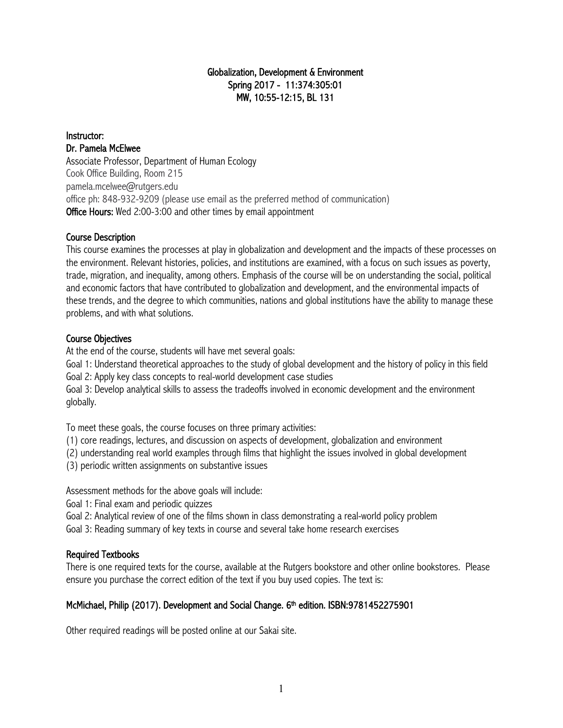# Globalization, Development & Environment

**Spring 2017 - 11:374:305:01**

**MW, 10:55-12:15, BL 131**

**Instructor:**

**Dr. Pamela McElwee**

Associate Professor, Department of Human Ecology
Cook Office Building, Room 215
pamela.mcelwee@rutgers.edu
office ph: 848-932-9209 (please use email as the preferred method of communication)

**Office Hours:** Wed 2:00-3:00 and other times by email appointment

## Course Description

This course examines the processes at play in globalization and development and the impacts of these processes on the environment. Relevant histories, policies, and institutions are examined, with a focus on such issues as poverty, trade, migration, and inequality, among others. Emphasis of the course will be on understanding the social, political and economic factors that have contributed to globalization and development, and the environmental impacts of these trends, and the degree to which communities, nations and global institutions have the ability to manage these problems, and with what solutions.

## Course Objectives

At the end of the course, students will have met several goals:

Goal 1: Understand theoretical approaches to the study of global development and the history of policy in this field
Goal 2: Apply key class concepts to real-world development case studies
Goal 3: Develop analytical skills to assess the tradeoffs involved in economic development and the environment globally.

To meet these goals, the course focuses on three primary activities:

(1) core readings, lectures, and discussion on aspects of development, globalization and environment
(2) understanding real world examples through films that highlight the issues involved in global development
(3) periodic written assignments on substantive issues

Assessment methods for the above goals will include:

Goal 1: Final exam and periodic quizzes
Goal 2: Analytical review of one of the films shown in class demonstrating a real-world policy problem
Goal 3: Reading summary of key texts in course and several take home research exercises

## Required Textbooks

There is one required texts for the course, available at the Rutgers bookstore and other online bookstores. Please ensure you purchase the correct edition of the text if you buy used copies. The text is:

**McMichael, Philip (2017). Development and Social Change. 6th edition. ISBN:9781452275901**

Other required readings will be posted online at our Sakai site.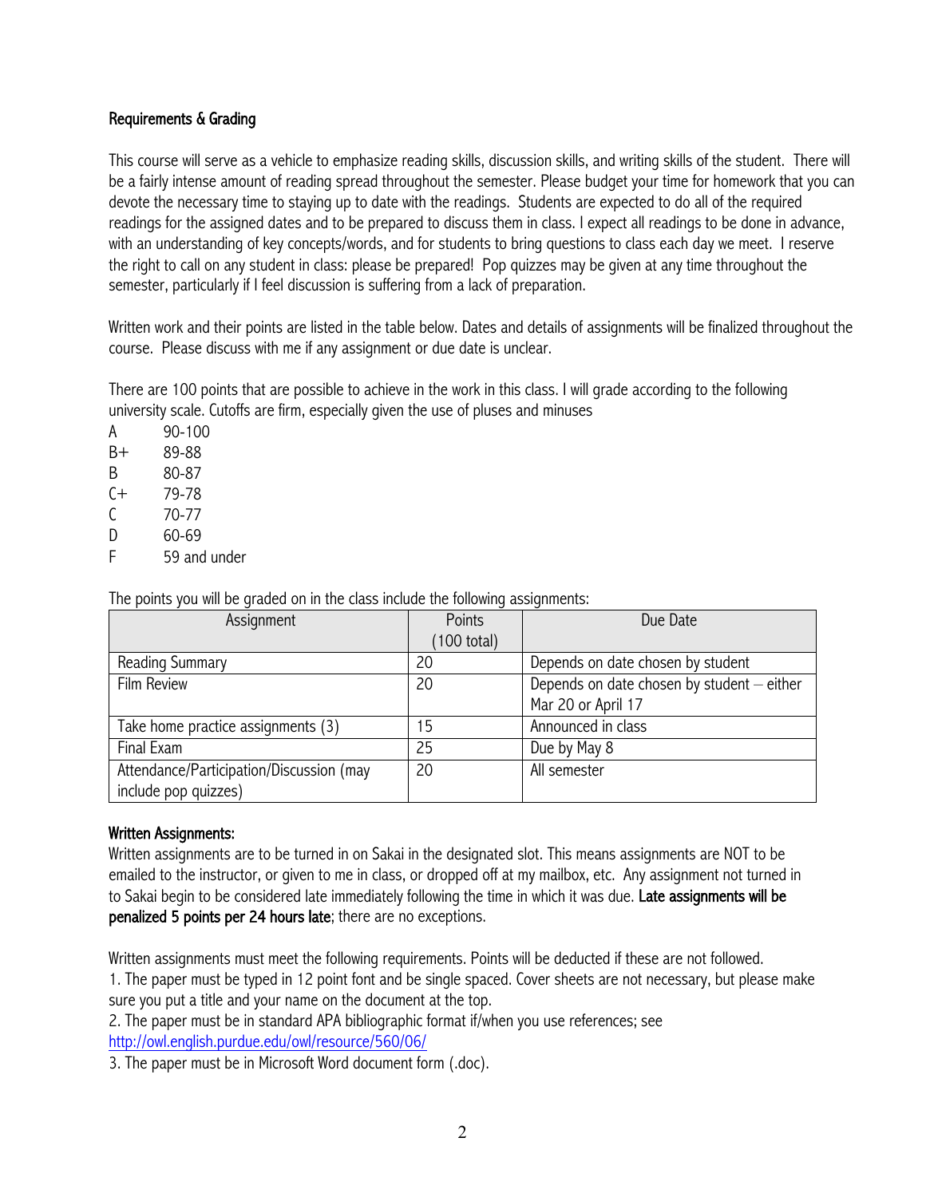## Requirements & Grading

This course will serve as a vehicle to emphasize reading skills, discussion skills, and writing skills of the student. There will be a fairly intense amount of reading spread throughout the semester. Please budget your time for homework that you can devote the necessary time to staying up to date with the readings. Students are expected to do all of the required readings for the assigned dates and to be prepared to discuss them in class. I expect all readings to be done in advance, with an understanding of key concepts/words, and for students to bring questions to class each day we meet. I reserve the right to call on any student in class: please be prepared! Pop quizzes may be given at any time throughout the semester, particularly if I feel discussion is suffering from a lack of preparation.

Written work and their points are listed in the table below. Dates and details of assignments will be finalized throughout the course. Please discuss with me if any assignment or due date is unclear.

There are 100 points that are possible to achieve in the work in this class. I will grade according to the following university scale. Cutoffs are firm, especially given the use of pluses and minuses

A 90-100
B+ 89-88
B 80-87
C+ 79-78
C 70-77
D 60-69
F 59 and under

The points you will be graded on in the class include the following assignments:

| Assignment | Points (100 total) | Due Date |
|---|---|---|
| Reading Summary | 20 | Depends on date chosen by student |
| Film Review | 20 | Depends on date chosen by student – either Mar 20 or April 17 |
| Take home practice assignments (3) | 15 | Announced in class |
| Final Exam | 25 | Due by May 8 |
| Attendance/Participation/Discussion (may include pop quizzes) | 20 | All semester |

**Written Assignments:**
Written assignments are to be turned in on Sakai in the designated slot. This means assignments are NOT to be emailed to the instructor, or given to me in class, or dropped off at my mailbox, etc. Any assignment not turned in to Sakai begin to be considered late immediately following the time in which it was due. **Late assignments will be penalized 5 points per 24 hours late**; there are no exceptions.

Written assignments must meet the following requirements. Points will be deducted if these are not followed.
1. The paper must be typed in 12 point font and be single spaced. Cover sheets are not necessary, but please make sure you put a title and your name on the document at the top.
2. The paper must be in standard APA bibliographic format if/when you use references; see http://owl.english.purdue.edu/owl/resource/560/06/
3. The paper must be in Microsoft Word document form (.doc).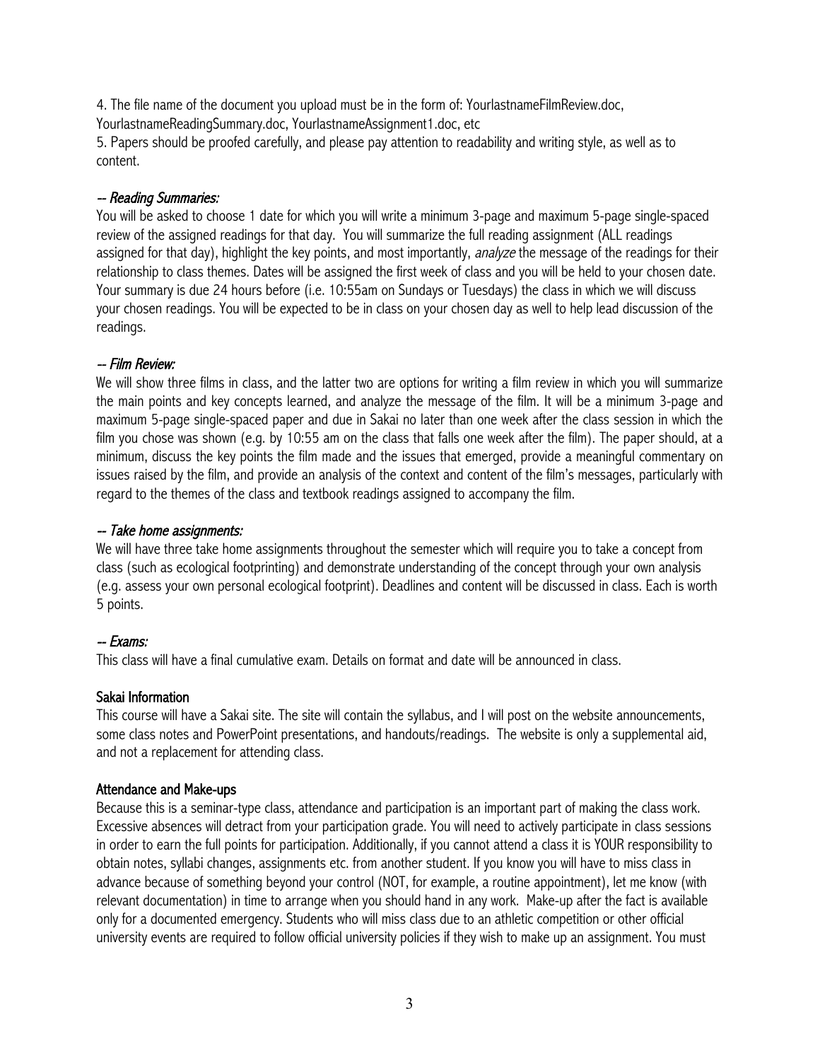4. The file name of the document you upload must be in the form of: YourlastnameFilmReview.doc, YourlastnameReadingSummary.doc, YourlastnameAssignment1.doc, etc

5. Papers should be proofed carefully, and please pay attention to readability and writing style, as well as to content.

### -- *Reading Summaries:*

You will be asked to choose 1 date for which you will write a minimum 3-page and maximum 5-page single-spaced review of the assigned readings for that day. You will summarize the full reading assignment (ALL readings assigned for that day), highlight the key points, and most importantly, *analyze* the message of the readings for their relationship to class themes. Dates will be assigned the first week of class and you will be held to your chosen date. Your summary is due 24 hours before (i.e. 10:55am on Sundays or Tuesdays) the class in which we will discuss your chosen readings. You will be expected to be in class on your chosen day as well to help lead discussion of the readings.

### -- *Film Review:*

We will show three films in class, and the latter two are options for writing a film review in which you will summarize the main points and key concepts learned, and analyze the message of the film. It will be a minimum 3-page and maximum 5-page single-spaced paper and due in Sakai no later than one week after the class session in which the film you chose was shown (e.g. by 10:55 am on the class that falls one week after the film). The paper should, at a minimum, discuss the key points the film made and the issues that emerged, provide a meaningful commentary on issues raised by the film, and provide an analysis of the context and content of the film's messages, particularly with regard to the themes of the class and textbook readings assigned to accompany the film.

### -- *Take home assignments:*

We will have three take home assignments throughout the semester which will require you to take a concept from class (such as ecological footprinting) and demonstrate understanding of the concept through your own analysis (e.g. assess your own personal ecological footprint). Deadlines and content will be discussed in class. Each is worth 5 points.

### -- *Exams:*

This class will have a final cumulative exam. Details on format and date will be announced in class.

## Sakai Information

This course will have a Sakai site. The site will contain the syllabus, and I will post on the website announcements, some class notes and PowerPoint presentations, and handouts/readings. The website is only a supplemental aid, and not a replacement for attending class.

## Attendance and Make-ups

Because this is a seminar-type class, attendance and participation is an important part of making the class work. Excessive absences will detract from your participation grade. You will need to actively participate in class sessions in order to earn the full points for participation. Additionally, if you cannot attend a class it is YOUR responsibility to obtain notes, syllabi changes, assignments etc. from another student. If you know you will have to miss class in advance because of something beyond your control (NOT, for example, a routine appointment), let me know (with relevant documentation) in time to arrange when you should hand in any work. Make-up after the fact is available only for a documented emergency. Students who will miss class due to an athletic competition or other official university events are required to follow official university policies if they wish to make up an assignment. You must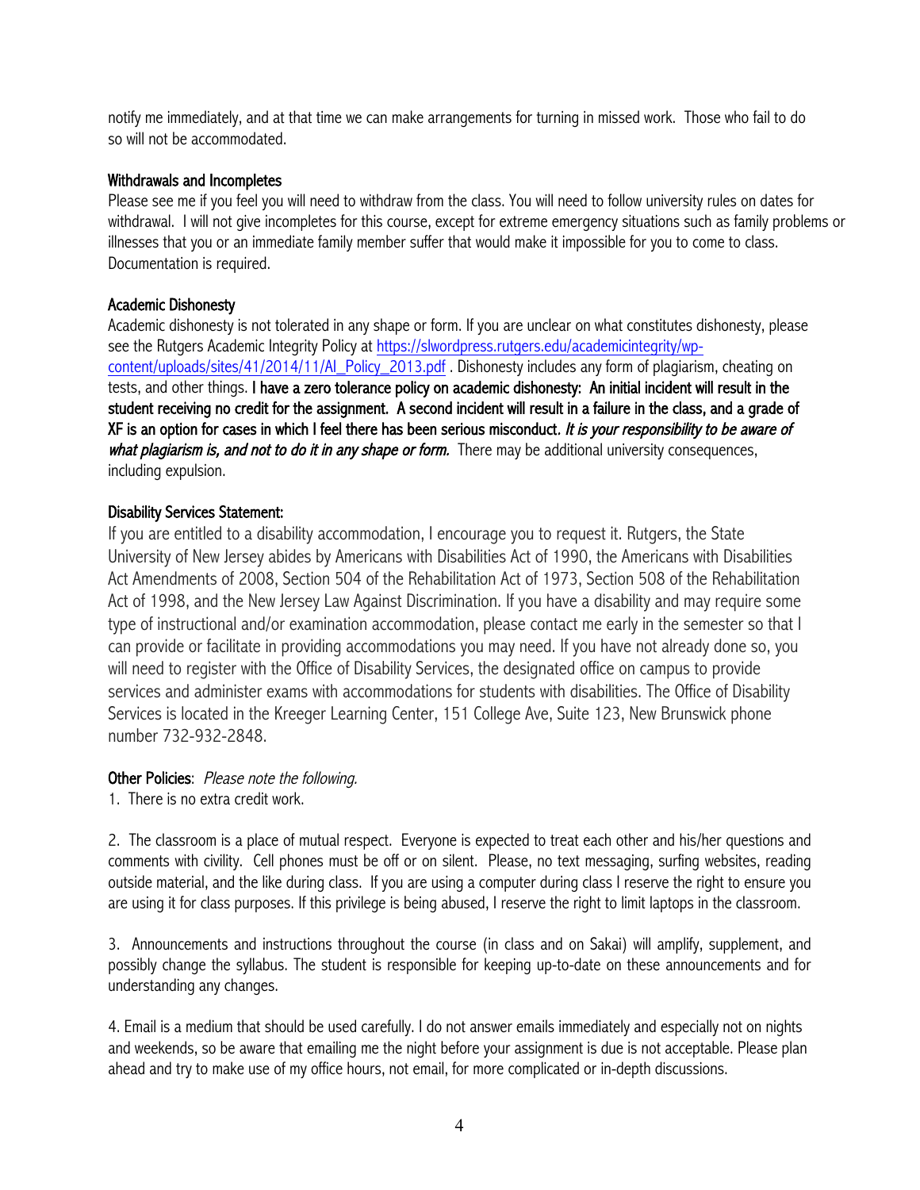notify me immediately, and at that time we can make arrangements for turning in missed work. Those who fail to do so will not be accommodated.

## Withdrawals and Incompletes

Please see me if you feel you will need to withdraw from the class. You will need to follow university rules on dates for withdrawal. I will not give incompletes for this course, except for extreme emergency situations such as family problems or illnesses that you or an immediate family member suffer that would make it impossible for you to come to class. Documentation is required.

## Academic Dishonesty

Academic dishonesty is not tolerated in any shape or form. If you are unclear on what constitutes dishonesty, please see the Rutgers Academic Integrity Policy at [https://slwordpress.rutgers.edu/academicintegrity/wp-content/uploads/sites/41/2014/11/AI_Policy_2013.pdf](https://slwordpress.rutgers.edu/academicintegrity/wp-content/uploads/sites/41/2014/11/AI_Policy_2013.pdf) . Dishonesty includes any form of plagiarism, cheating on tests, and other things. **I have a zero tolerance policy on academic dishonesty: An initial incident will result in the student receiving no credit for the assignment. A second incident will result in a failure in the class, and a grade of XF is an option for cases in which I feel there has been serious misconduct.** ***It is your responsibility to be aware of what plagiarism is, and not to do it in any shape or form.*** There may be additional university consequences, including expulsion.

## Disability Services Statement:

If you are entitled to a disability accommodation, I encourage you to request it. Rutgers, the State University of New Jersey abides by Americans with Disabilities Act of 1990, the Americans with Disabilities Act Amendments of 2008, Section 504 of the Rehabilitation Act of 1973, Section 508 of the Rehabilitation Act of 1998, and the New Jersey Law Against Discrimination. If you have a disability and may require some type of instructional and/or examination accommodation, please contact me early in the semester so that I can provide or facilitate in providing accommodations you may need. If you have not already done so, you will need to register with the Office of Disability Services, the designated office on campus to provide services and administer exams with accommodations for students with disabilities. The Office of Disability Services is located in the Kreeger Learning Center, 151 College Ave, Suite 123, New Brunswick phone number 732-932-2848.

## Other Policies: *Please note the following.*

1. There is no extra credit work.

2. The classroom is a place of mutual respect. Everyone is expected to treat each other and his/her questions and comments with civility. Cell phones must be off or on silent. Please, no text messaging, surfing websites, reading outside material, and the like during class. If you are using a computer during class I reserve the right to ensure you are using it for class purposes. If this privilege is being abused, I reserve the right to limit laptops in the classroom.

3. Announcements and instructions throughout the course (in class and on Sakai) will amplify, supplement, and possibly change the syllabus. The student is responsible for keeping up-to-date on these announcements and for understanding any changes.

4. Email is a medium that should be used carefully. I do not answer emails immediately and especially not on nights and weekends, so be aware that emailing me the night before your assignment is due is not acceptable. Please plan ahead and try to make use of my office hours, not email, for more complicated or in-depth discussions.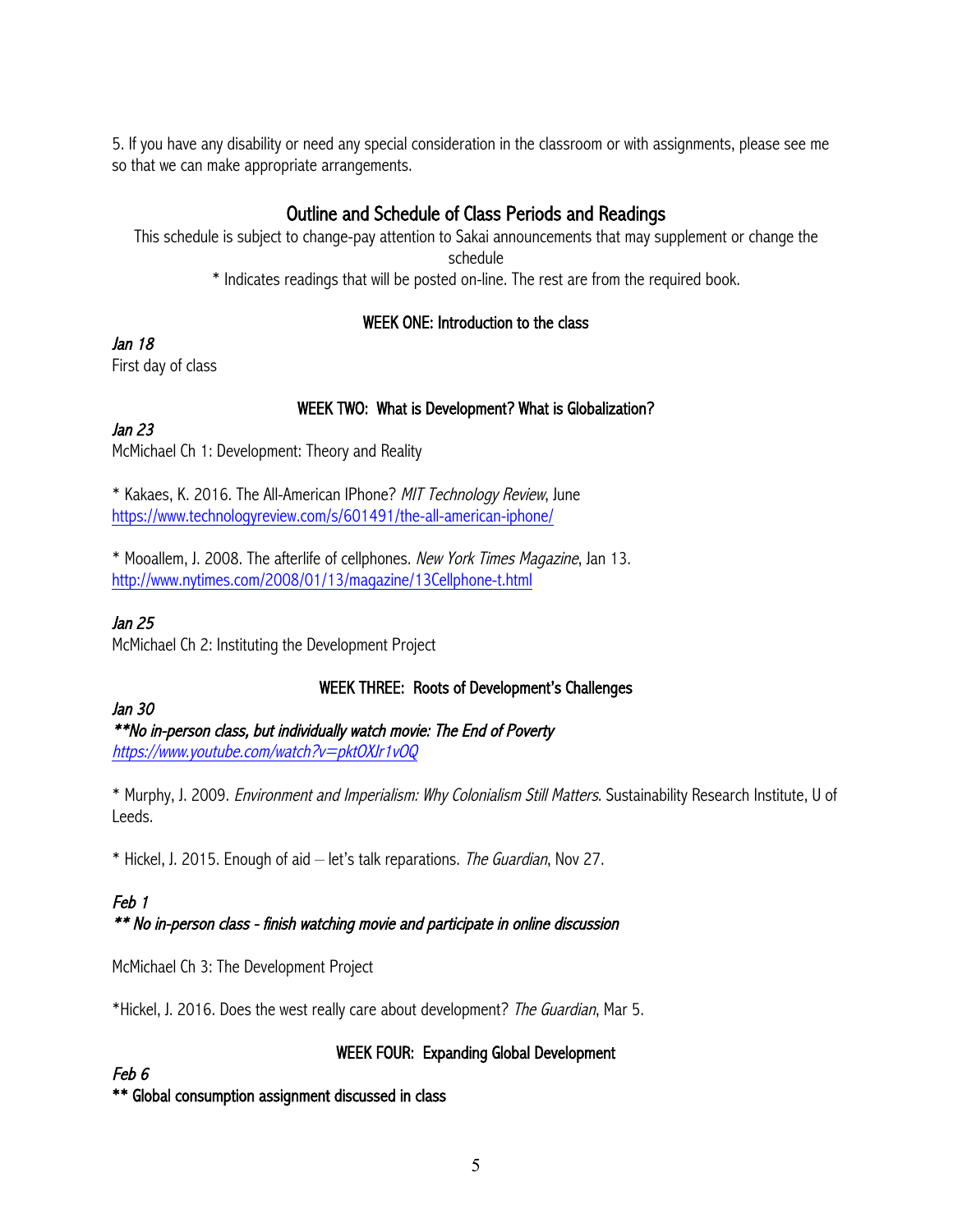5. If you have any disability or need any special consideration in the classroom or with assignments, please see me so that we can make appropriate arrangements.

## Outline and Schedule of Class Periods and Readings

This schedule is subject to change-pay attention to Sakai announcements that may supplement or change the schedule

* Indicates readings that will be posted on-line. The rest are from the required book.

### WEEK ONE: Introduction to the class

*Jan 18*

First day of class

### WEEK TWO: What is Development? What is Globalization?

*Jan 23*

McMichael Ch 1: Development: Theory and Reality

* Kakaes, K. 2016. The All-American IPhone? *MIT Technology Review*, June
https://www.technologyreview.com/s/601491/the-all-american-iphone/

* Mooallem, J. 2008. The afterlife of cellphones. *New York Times Magazine*, Jan 13.
http://www.nytimes.com/2008/01/13/magazine/13Cellphone-t.html

*Jan 25*

McMichael Ch 2: Instituting the Development Project

### WEEK THREE: Roots of Development's Challenges

*Jan 30*

***\*\*No in-person class, but individually watch movie: The End of Poverty***
*https://www.youtube.com/watch?v=pktOXJr1vOQ*

* Murphy, J. 2009. *Environment and Imperialism: Why Colonialism Still Matters*. Sustainability Research Institute, U of Leeds.

* Hickel, J. 2015. Enough of aid – let's talk reparations. *The Guardian*, Nov 27.

*Feb 1*

***\*\* No in-person class - finish watching movie and participate in online discussion***

McMichael Ch 3: The Development Project

*Hickel, J. 2016. Does the west really care about development? *The Guardian*, Mar 5.

### WEEK FOUR: Expanding Global Development

*Feb 6*

**\*\* Global consumption assignment discussed in class**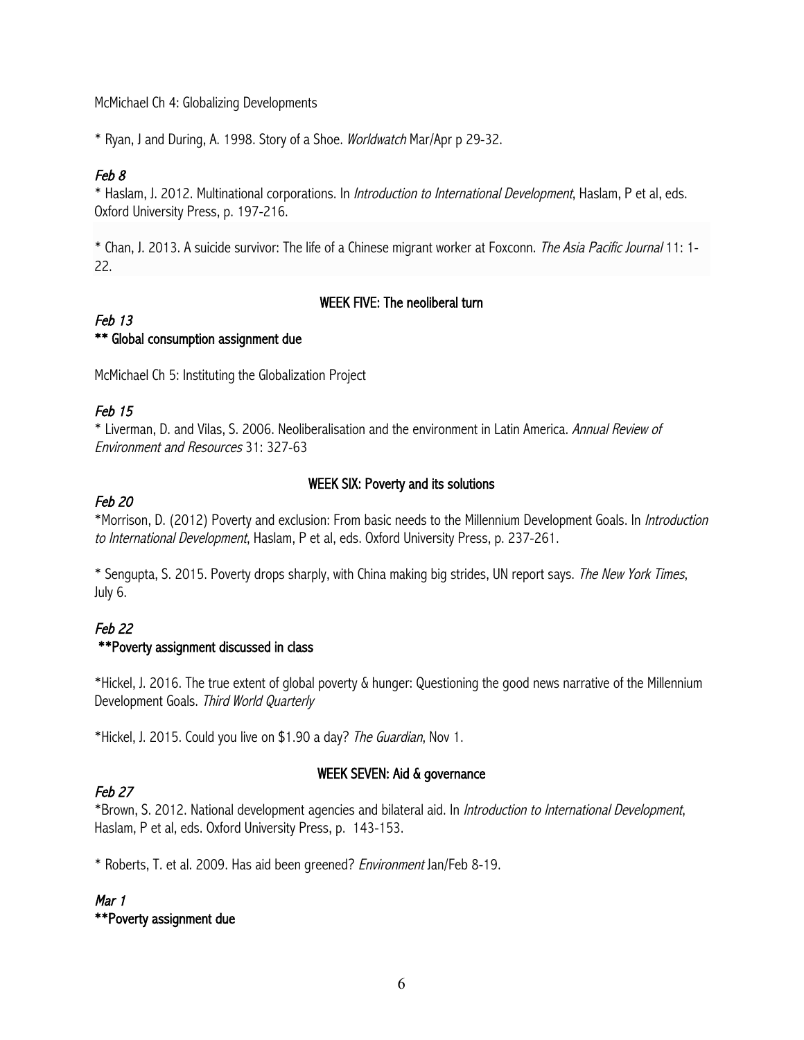McMichael Ch 4: Globalizing Developments

* Ryan, J and During, A. 1998. Story of a Shoe. *Worldwatch* Mar/Apr p 29-32.

*Feb 8*

* Haslam, J. 2012. Multinational corporations. In *Introduction to International Development*, Haslam, P et al, eds. Oxford University Press, p. 197-216.

* Chan, J. 2013. A suicide survivor: The life of a Chinese migrant worker at Foxconn. *The Asia Pacific Journal* 11: 1-22.

### WEEK FIVE: The neoliberal turn

*Feb 13*

**** Global consumption assignment due**

McMichael Ch 5: Instituting the Globalization Project

*Feb 15*

* Liverman, D. and Vilas, S. 2006. Neoliberalisation and the environment in Latin America. *Annual Review of Environment and Resources* 31: 327-63

### WEEK SIX: Poverty and its solutions

*Feb 20*

*Morrison, D. (2012) Poverty and exclusion: From basic needs to the Millennium Development Goals. In *Introduction to International Development*, Haslam, P et al, eds. Oxford University Press, p. 237-261.

* Sengupta, S. 2015. Poverty drops sharply, with China making big strides, UN report says. *The New York Times*, July 6.

*Feb 22*

****Poverty assignment discussed in class**

*Hickel, J. 2016. The true extent of global poverty & hunger: Questioning the good news narrative of the Millennium Development Goals. *Third World Quarterly*

*Hickel, J. 2015. Could you live on $1.90 a day? *The Guardian*, Nov 1.

### WEEK SEVEN: Aid & governance

*Feb 27*

*Brown, S. 2012. National development agencies and bilateral aid. In *Introduction to International Development*, Haslam, P et al, eds. Oxford University Press, p. 143-153.

* Roberts, T. et al. 2009. Has aid been greened? *Environment* Jan/Feb 8-19.

*Mar 1*

****Poverty assignment due**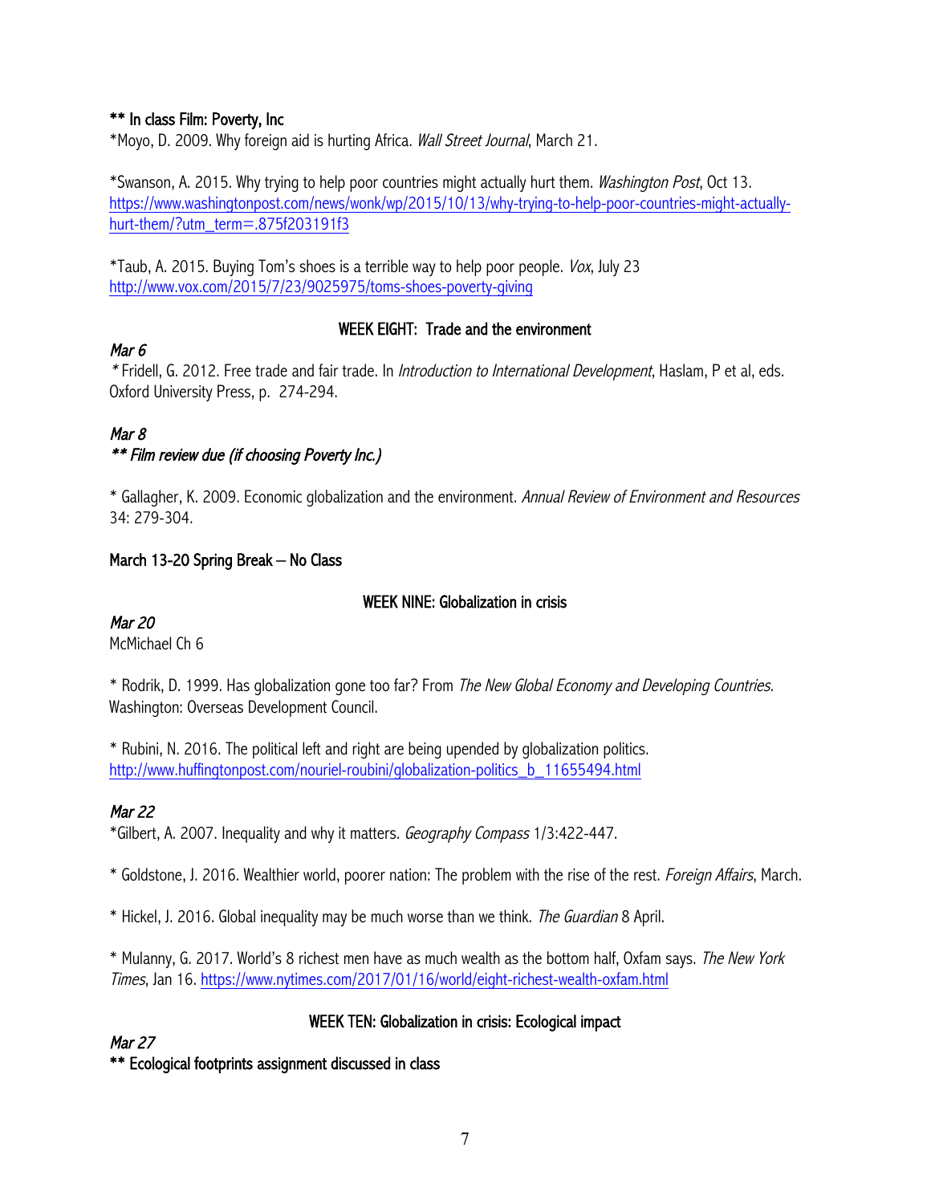**** In class Film: Poverty, Inc**

*Moyo, D. 2009. Why foreign aid is hurting Africa. *Wall Street Journal*, March 21.

*Swanson, A. 2015. Why trying to help poor countries might actually hurt them. *Washington Post*, Oct 13. https://www.washingtonpost.com/news/wonk/wp/2015/10/13/why-trying-to-help-poor-countries-might-actually-hurt-them/?utm_term=.875f203191f3

*Taub, A. 2015. Buying Tom's shoes is a terrible way to help poor people. *Vox*, July 23 http://www.vox.com/2015/7/23/9025975/toms-shoes-poverty-giving

## WEEK EIGHT: Trade and the environment

*Mar 6*

*Fridell, G. 2012. Free trade and fair trade. In *Introduction to International Development*, Haslam, P et al, eds. Oxford University Press, p. 274-294.

*Mar 8*

***** Film review due (if choosing Poverty Inc.)***

* Gallagher, K. 2009. Economic globalization and the environment. *Annual Review of Environment and Resources* 34: 279-304.

**March 13-20 Spring Break – No Class**

## WEEK NINE: Globalization in crisis

*Mar 20*

McMichael Ch 6

* Rodrik, D. 1999. Has globalization gone too far? From *The New Global Economy and Developing Countries*. Washington: Overseas Development Council.

* Rubini, N. 2016. The political left and right are being upended by globalization politics. http://www.huffingtonpost.com/nouriel-roubini/globalization-politics_b_11655494.html

*Mar 22*

*Gilbert, A. 2007. Inequality and why it matters. *Geography Compass* 1/3:422-447.

* Goldstone, J. 2016. Wealthier world, poorer nation: The problem with the rise of the rest. *Foreign Affairs*, March.

* Hickel, J. 2016. Global inequality may be much worse than we think. *The Guardian* 8 April.

* Mulanny, G. 2017. World's 8 richest men have as much wealth as the bottom half, Oxfam says. *The New York Times*, Jan 16. https://www.nytimes.com/2017/01/16/world/eight-richest-wealth-oxfam.html

## WEEK TEN: Globalization in crisis: Ecological impact

*Mar 27*

**** Ecological footprints assignment discussed in class**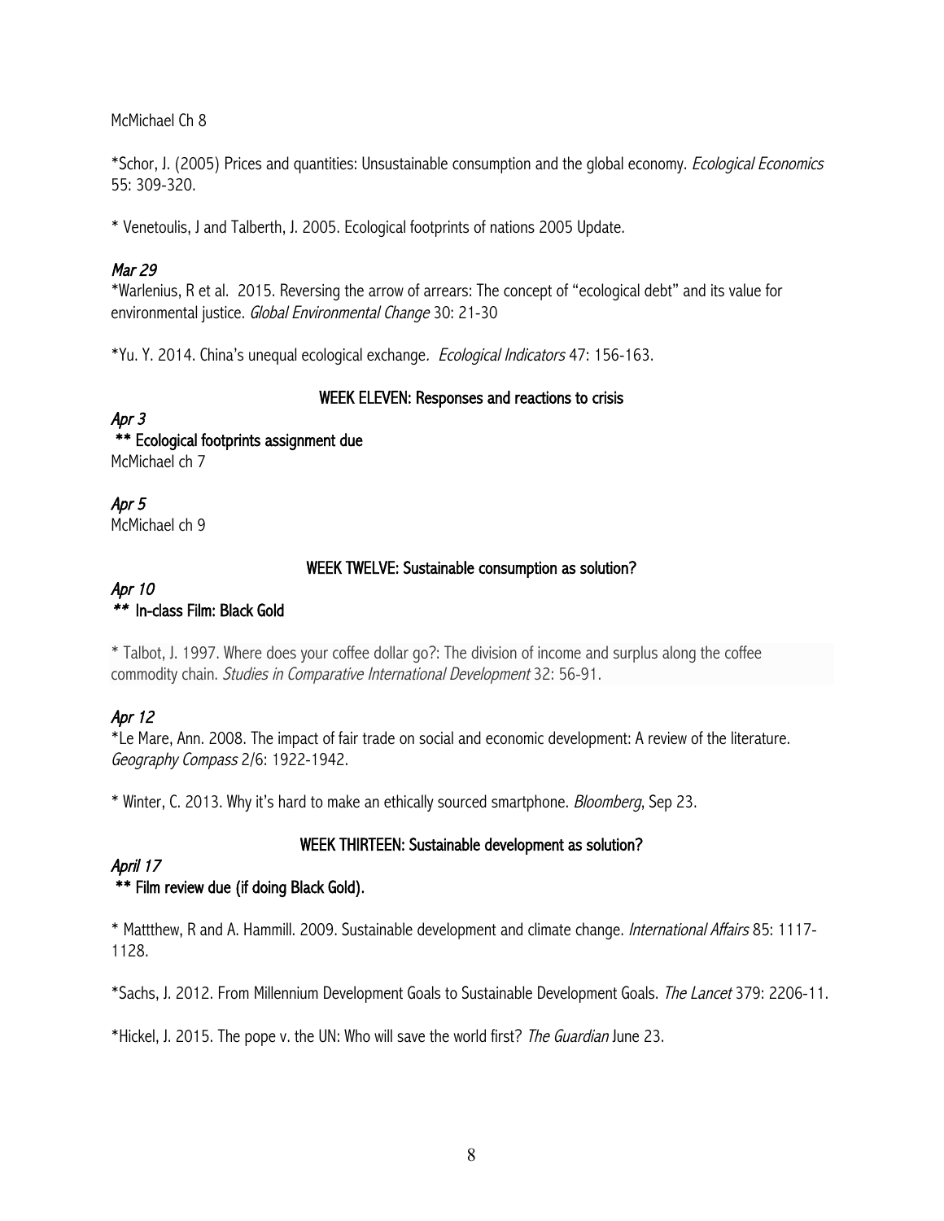McMichael Ch 8

*Schor, J. (2005) Prices and quantities: Unsustainable consumption and the global economy. *Ecological Economics* 55: 309-320.

* Venetoulis, J and Talberth, J. 2005. Ecological footprints of nations 2005 Update.

*Mar 29*

*Warlenius, R et al. 2015. Reversing the arrow of arrears: The concept of "ecological debt" and its value for environmental justice. *Global Environmental Change* 30: 21-30

*Yu. Y. 2014. China's unequal ecological exchange. *Ecological Indicators* 47: 156-163.

### WEEK ELEVEN: Responses and reactions to crisis

*Apr 3*

** Ecological footprints assignment due

McMichael ch 7

*Apr 5*

McMichael ch 9

### WEEK TWELVE: Sustainable consumption as solution?

*Apr 10*

** In-class Film: Black Gold

* Talbot, J. 1997. Where does your coffee dollar go?: The division of income and surplus along the coffee commodity chain. *Studies in Comparative International Development* 32: 56-91.

*Apr 12*

*Le Mare, Ann. 2008. The impact of fair trade on social and economic development: A review of the literature. *Geography Compass* 2/6: 1922-1942.

* Winter, C. 2013. Why it's hard to make an ethically sourced smartphone. *Bloomberg*, Sep 23.

### WEEK THIRTEEN: Sustainable development as solution?

*April 17*

** Film review due (if doing Black Gold).

* Mattthew, R and A. Hammill. 2009. Sustainable development and climate change. *International Affairs* 85: 1117-1128.

*Sachs, J. 2012. From Millennium Development Goals to Sustainable Development Goals. *The Lancet* 379: 2206-11.

*Hickel, J. 2015. The pope v. the UN: Who will save the world first? *The Guardian* June 23.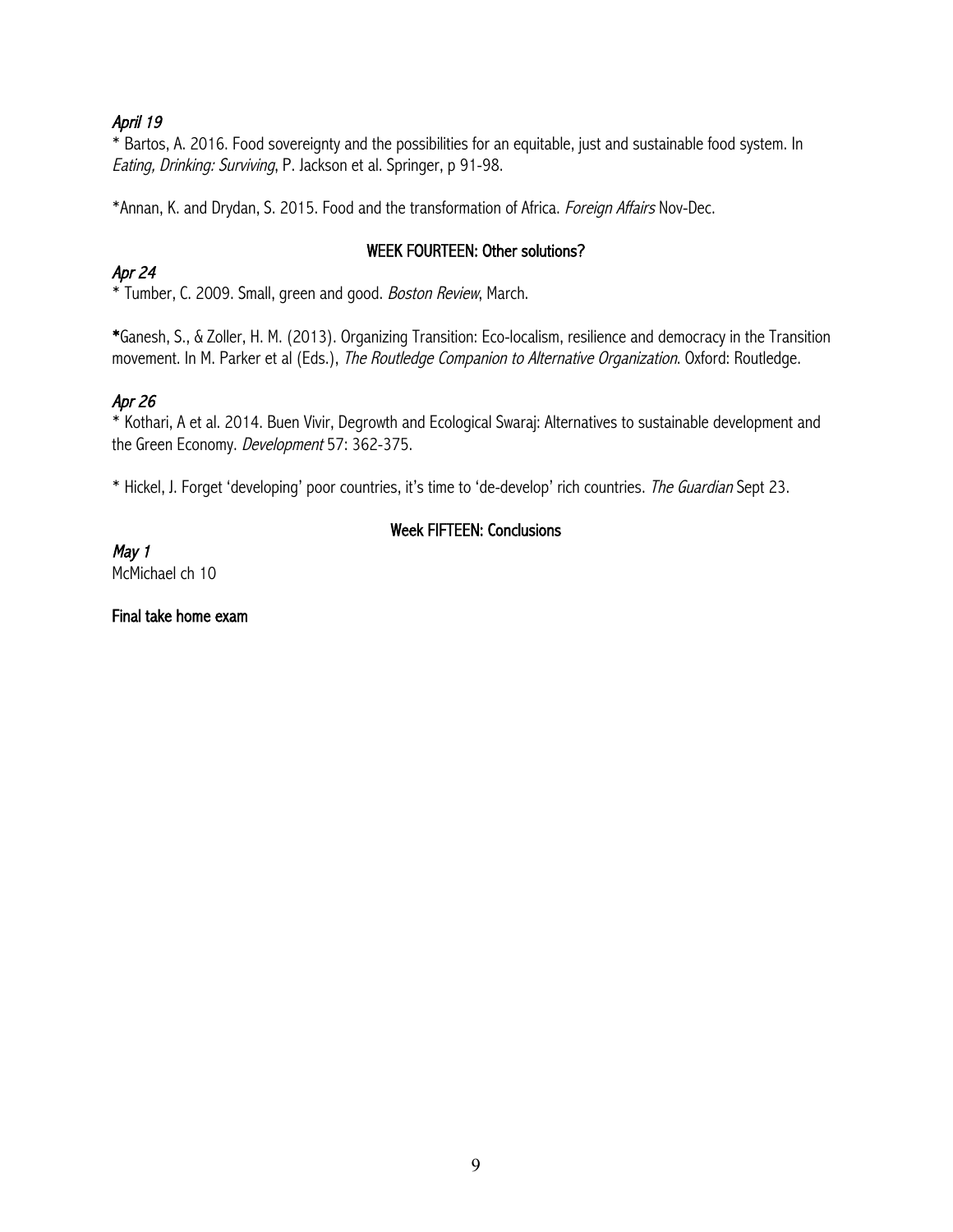*April 19*

* Bartos, A. 2016. Food sovereignty and the possibilities for an equitable, just and sustainable food system. In *Eating, Drinking: Surviving*, P. Jackson et al. Springer, p 91-98.

*Annan, K. and Drydan, S. 2015. Food and the transformation of Africa. *Foreign Affairs* Nov-Dec.

## WEEK FOURTEEN: Other solutions?

*Apr 24*

* Tumber, C. 2009. Small, green and good. *Boston Review*, March.

**\***Ganesh, S., & Zoller, H. M. (2013). Organizing Transition: Eco-localism, resilience and democracy in the Transition movement. In M. Parker et al (Eds.), *The Routledge Companion to Alternative Organization*. Oxford: Routledge.

*Apr 26*

* Kothari, A et al. 2014. Buen Vivir, Degrowth and Ecological Swaraj: Alternatives to sustainable development and the Green Economy. *Development* 57: 362-375.

* Hickel, J. Forget 'developing' poor countries, it's time to 'de-develop' rich countries. *The Guardian* Sept 23.

## Week FIFTEEN: Conclusions

*May 1*

McMichael ch 10

**Final take home exam**